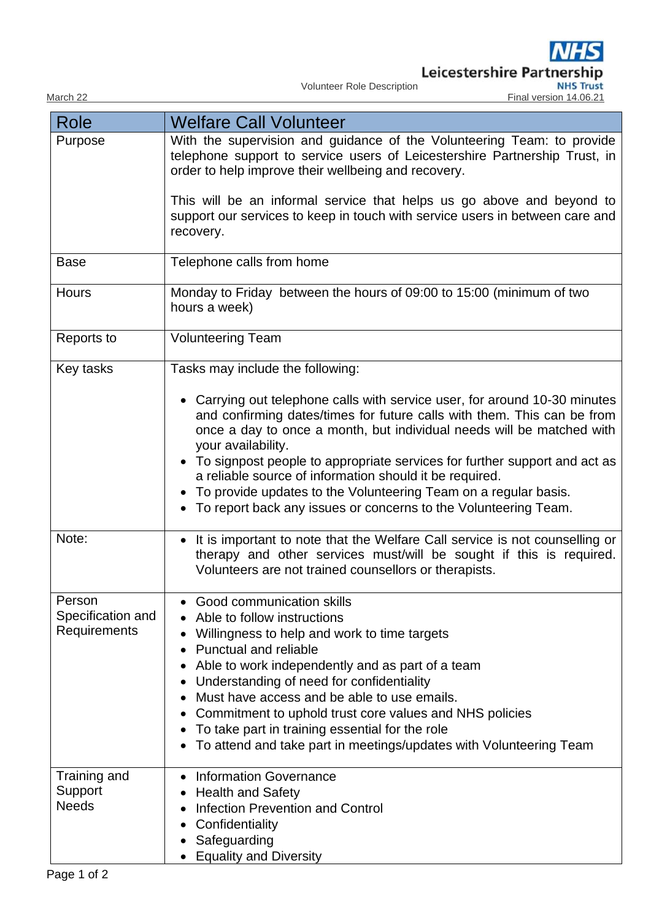Volunteer Role Description

March 22 Final version 14.06.21

| Role | Welfare Call Volunteer |
|---|---|
| Purpose | With the supervision and guidance of the Volunteering Team: to provide telephone support to service users of Leicestershire Partnership Trust, in order to help improve their wellbeing and recovery.<br><br>This will be an informal service that helps us go above and beyond to support our services to keep in touch with service users in between care and recovery. |
| Base | Telephone calls from home |
| Hours | Monday to Friday between the hours of 09:00 to 15:00 (minimum of two hours a week) |
| Reports to | Volunteering Team |
| Key tasks | Tasks may include the following:<br><br>• Carrying out telephone calls with service user, for around 10-30 minutes and confirming dates/times for future calls with them. This can be from once a day to once a month, but individual needs will be matched with your availability.<br>• To signpost people to appropriate services for further support and act as a reliable source of information should it be required.<br>• To provide updates to the Volunteering Team on a regular basis.<br>• To report back any issues or concerns to the Volunteering Team. |
| Note: | • It is important to note that the Welfare Call service is not counselling or therapy and other services must/will be sought if this is required. Volunteers are not trained counsellors or therapists. |
| Person Specification and Requirements | • Good communication skills<br>• Able to follow instructions<br>• Willingness to help and work to time targets<br>• Punctual and reliable<br>• Able to work independently and as part of a team<br>• Understanding of need for confidentiality<br>• Must have access and be able to use emails.<br>• Commitment to uphold trust core values and NHS policies<br>• To take part in training essential for the role<br>• To attend and take part in meetings/updates with Volunteering Team |
| Training and Support Needs | • Information Governance<br>• Health and Safety<br>• Infection Prevention and Control<br>• Confidentiality<br>• Safeguarding<br>• Equality and Diversity |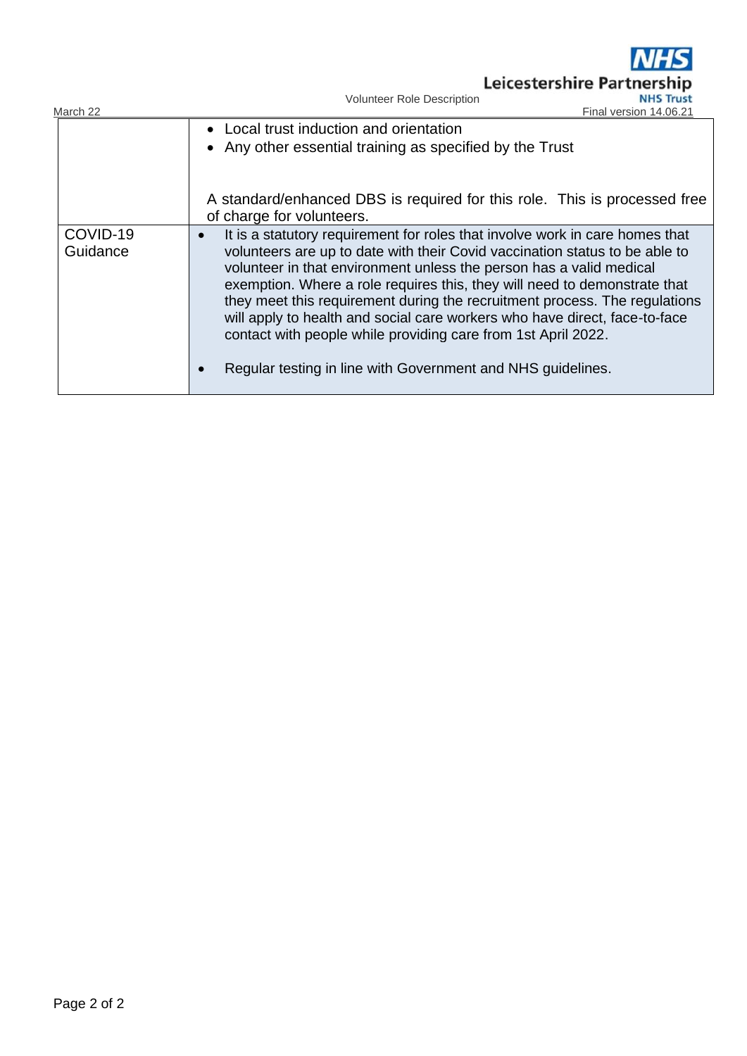| | |
|---|---|
| | • Local trust induction and orientation<br>• Any other essential training as specified by the Trust<br><br>A standard/enhanced DBS is required for this role. This is processed free of charge for volunteers. |
| COVID-19 Guidance | • It is a statutory requirement for roles that involve work in care homes that volunteers are up to date with their Covid vaccination status to be able to volunteer in that environment unless the person has a valid medical exemption. Where a role requires this, they will need to demonstrate that they meet this requirement during the recruitment process. The regulations will apply to health and social care workers who have direct, face-to-face contact with people while providing care from 1st April 2022.<br><br>• Regular testing in line with Government and NHS guidelines. |